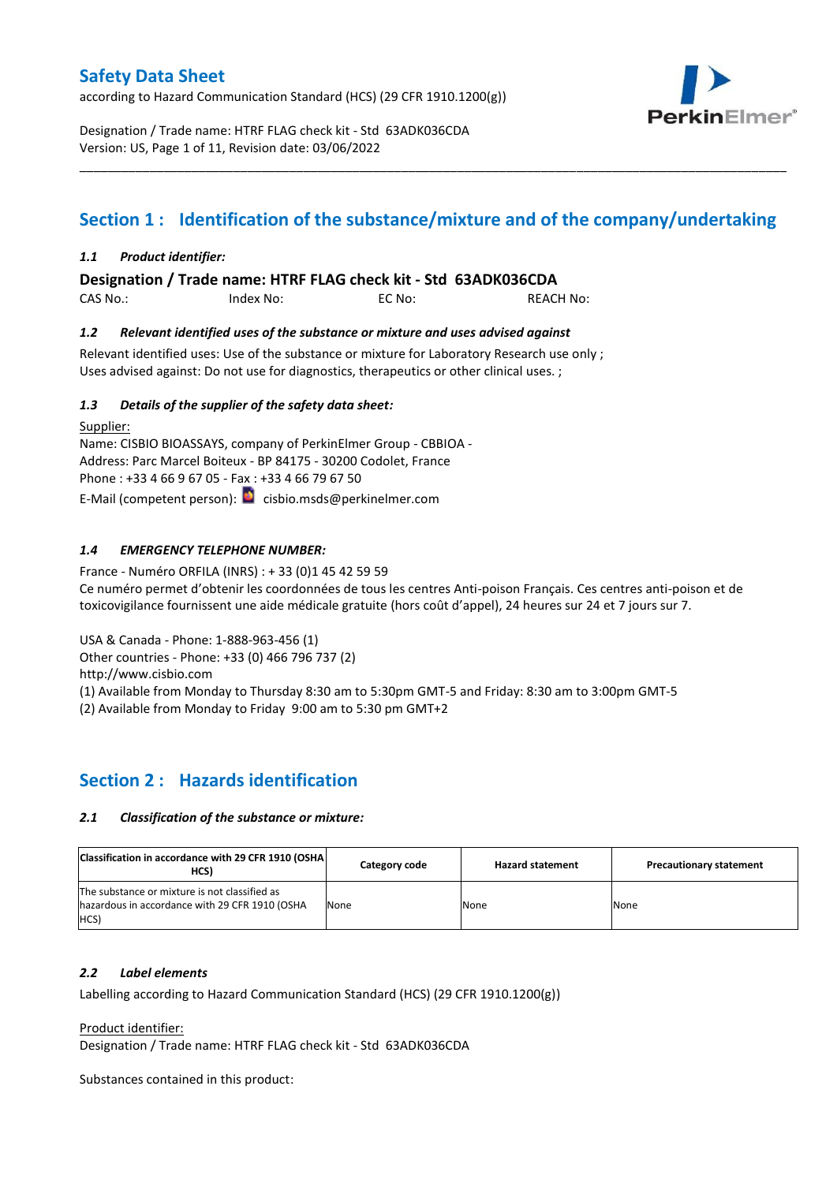# Safety Data Sheet

according to Hazard Communication Standard (HCS) (29 CFR 1910.1200(g))

Designation / Trade name: HTRF FLAG check kit - Std 63ADK036CDA
Version: US, Page 1 of 11, Revision date: 03/06/2022

## Section 1 : Identification of the substance/mixture and of the company/undertaking

### *1.1 Product identifier:*

**Designation / Trade name: HTRF FLAG check kit - Std 63ADK036CDA**

CAS No.: Index No: EC No: REACH No:

### *1.2 Relevant identified uses of the substance or mixture and uses advised against*

Relevant identified uses: Use of the substance or mixture for Laboratory Research use only ;
Uses advised against: Do not use for diagnostics, therapeutics or other clinical uses. ;

### *1.3 Details of the supplier of the safety data sheet:*

Supplier:
Name: CISBIO BIOASSAYS, company of PerkinElmer Group - CBBIOA -
Address: Parc Marcel Boiteux - BP 84175 - 30200 Codolet, France
Phone : +33 4 66 9 67 05 - Fax : +33 4 66 79 67 50
E-Mail (competent person): cisbio.msds@perkinelmer.com

### *1.4 EMERGENCY TELEPHONE NUMBER:*

France - Numéro ORFILA (INRS) : + 33 (0)1 45 42 59 59
Ce numéro permet d'obtenir les coordonnées de tous les centres Anti-poison Français. Ces centres anti-poison et de toxicovigilance fournissent une aide médicale gratuite (hors coût d'appel), 24 heures sur 24 et 7 jours sur 7.

USA & Canada - Phone: 1-888-963-456 (1)
Other countries - Phone: +33 (0) 466 796 737 (2)
http://www.cisbio.com
(1) Available from Monday to Thursday 8:30 am to 5:30pm GMT-5 and Friday: 8:30 am to 3:00pm GMT-5
(2) Available from Monday to Friday 9:00 am to 5:30 pm GMT+2

## Section 2 : Hazards identification

### *2.1 Classification of the substance or mixture:*

| Classification in accordance with 29 CFR 1910 (OSHA HCS) | Category code | Hazard statement | Precautionary statement |
|---|---|---|---|
| The substance or mixture is not classified as hazardous in accordance with 29 CFR 1910 (OSHA HCS) | None | None | None |

### *2.2 Label elements*

Labelling according to Hazard Communication Standard (HCS) (29 CFR 1910.1200(g))

Product identifier:
Designation / Trade name: HTRF FLAG check kit - Std 63ADK036CDA

Substances contained in this product: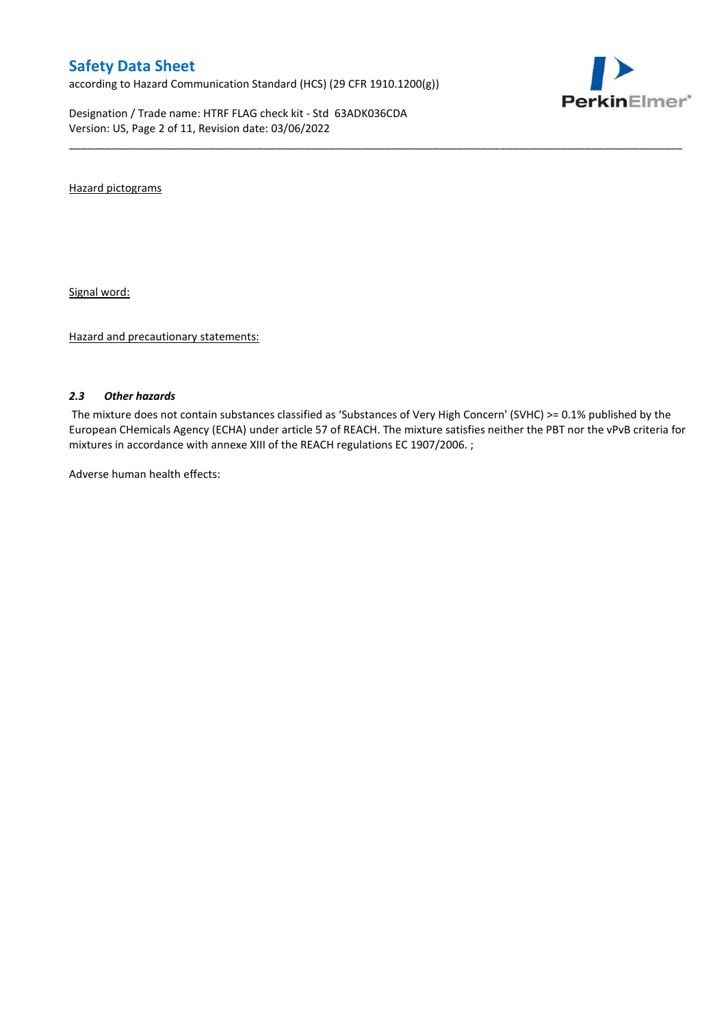Hazard pictograms

Signal word:

Hazard and precautionary statements:

### *2.3 Other hazards*

The mixture does not contain substances classified as 'Substances of Very High Concern' (SVHC) >= 0.1% published by the European CHemicals Agency (ECHA) under article 57 of REACH. The mixture satisfies neither the PBT nor the vPvB criteria for mixtures in accordance with annexe XIII of the REACH regulations EC 1907/2006. ;

Adverse human health effects: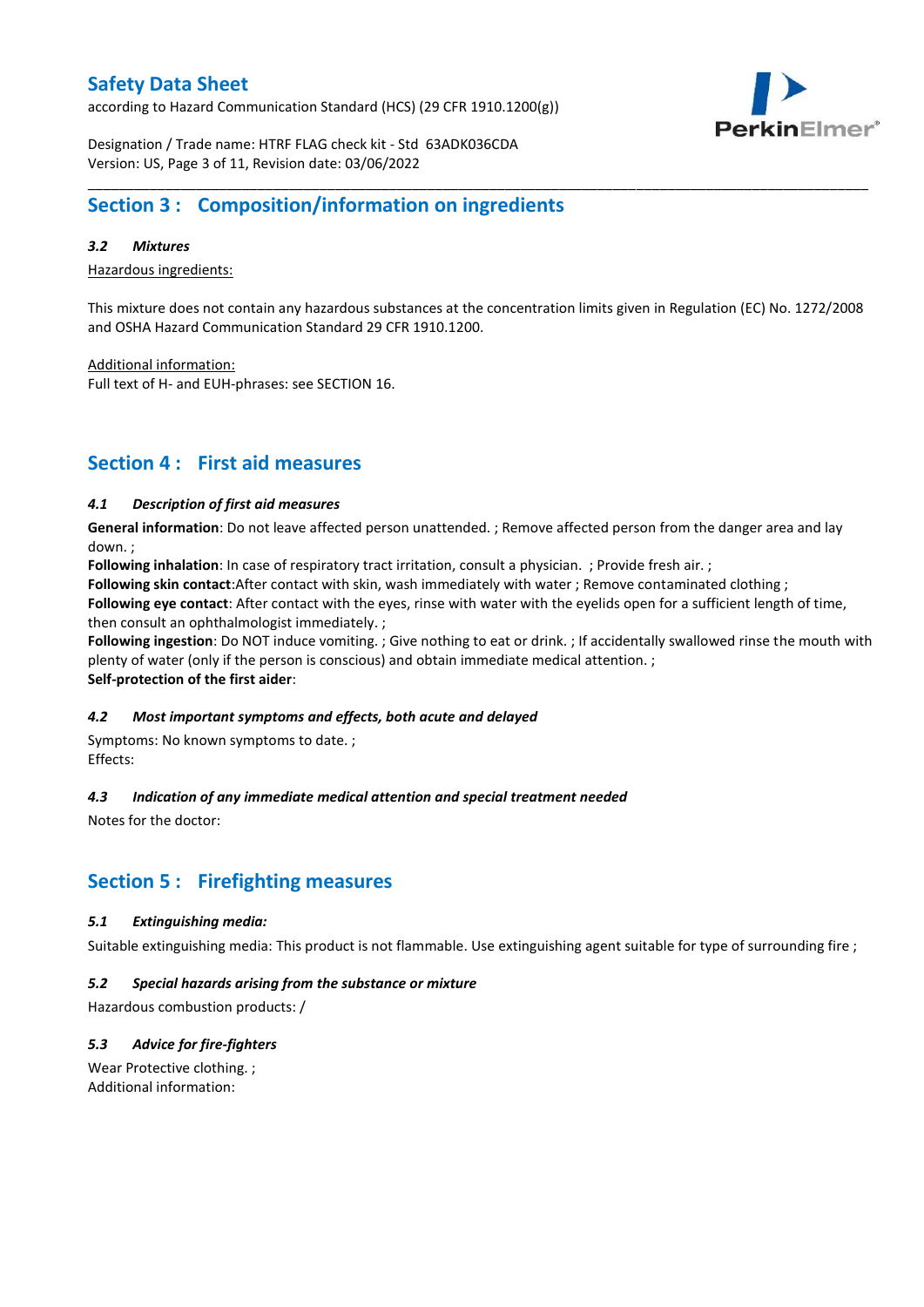## Section 3 : Composition/information on ingredients

### *3.2 Mixtures*

Hazardous ingredients:

This mixture does not contain any hazardous substances at the concentration limits given in Regulation (EC) No. 1272/2008 and OSHA Hazard Communication Standard 29 CFR 1910.1200.

Additional information:
Full text of H- and EUH-phrases: see SECTION 16.

## Section 4 : First aid measures

### *4.1 Description of first aid measures*

**General information**: Do not leave affected person unattended. ; Remove affected person from the danger area and lay down. ;
**Following inhalation**: In case of respiratory tract irritation, consult a physician. ; Provide fresh air. ;
**Following skin contact**:After contact with skin, wash immediately with water ; Remove contaminated clothing ;
**Following eye contact**: After contact with the eyes, rinse with water with the eyelids open for a sufficient length of time, then consult an ophthalmologist immediately. ;
**Following ingestion**: Do NOT induce vomiting. ; Give nothing to eat or drink. ; If accidentally swallowed rinse the mouth with plenty of water (only if the person is conscious) and obtain immediate medical attention. ;
**Self-protection of the first aider**:

### *4.2 Most important symptoms and effects, both acute and delayed*

Symptoms: No known symptoms to date. ;
Effects:

### *4.3 Indication of any immediate medical attention and special treatment needed*

Notes for the doctor:

## Section 5 : Firefighting measures

### *5.1 Extinguishing media:*

Suitable extinguishing media: This product is not flammable. Use extinguishing agent suitable for type of surrounding fire ;

### *5.2 Special hazards arising from the substance or mixture*

Hazardous combustion products: /

### *5.3 Advice for fire-fighters*

Wear Protective clothing. ;
Additional information: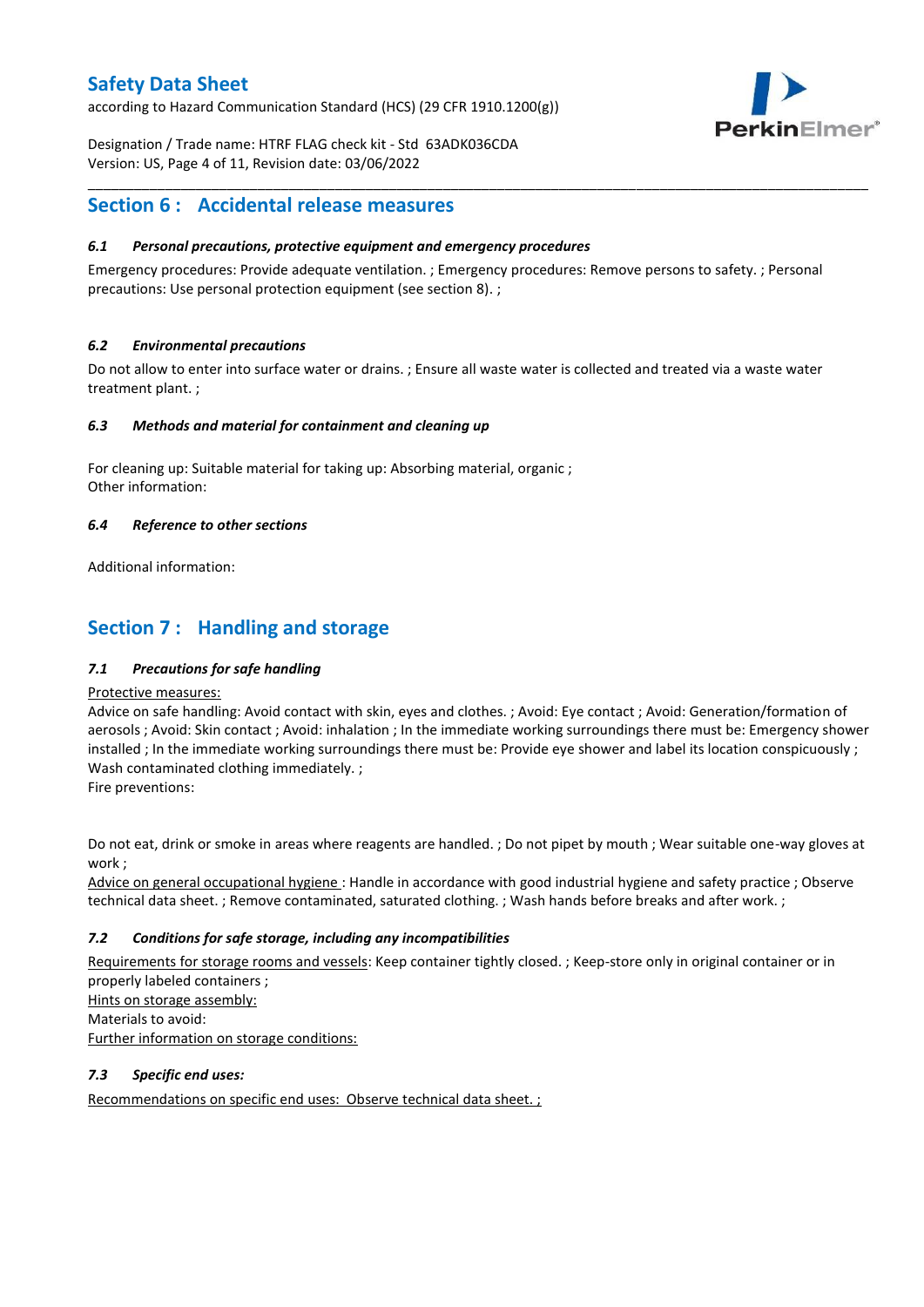## Section 6 : Accidental release measures

### 6.1 Personal precautions, protective equipment and emergency procedures

Emergency procedures: Provide adequate ventilation. ; Emergency procedures: Remove persons to safety. ; Personal precautions: Use personal protection equipment (see section 8). ;

### 6.2 Environmental precautions

Do not allow to enter into surface water or drains. ; Ensure all waste water is collected and treated via a waste water treatment plant. ;

### 6.3 Methods and material for containment and cleaning up

For cleaning up: Suitable material for taking up: Absorbing material, organic ;
Other information:

### 6.4 Reference to other sections

Additional information:

## Section 7 : Handling and storage

### 7.1 Precautions for safe handling

Protective measures:
Advice on safe handling: Avoid contact with skin, eyes and clothes. ; Avoid: Eye contact ; Avoid: Generation/formation of aerosols ; Avoid: Skin contact ; Avoid: inhalation ; In the immediate working surroundings there must be: Emergency shower installed ; In the immediate working surroundings there must be: Provide eye shower and label its location conspicuously ; Wash contaminated clothing immediately. ;
Fire preventions:

Do not eat, drink or smoke in areas where reagents are handled. ; Do not pipet by mouth ; Wear suitable one-way gloves at work ;
Advice on general occupational hygiene : Handle in accordance with good industrial hygiene and safety practice ; Observe technical data sheet. ; Remove contaminated, saturated clothing. ; Wash hands before breaks and after work. ;

### 7.2 Conditions for safe storage, including any incompatibilities

Requirements for storage rooms and vessels: Keep container tightly closed. ; Keep-store only in original container or in properly labeled containers ;
Hints on storage assembly:
Materials to avoid:
Further information on storage conditions:

### 7.3 Specific end uses:

Recommendations on specific end uses: Observe technical data sheet. ;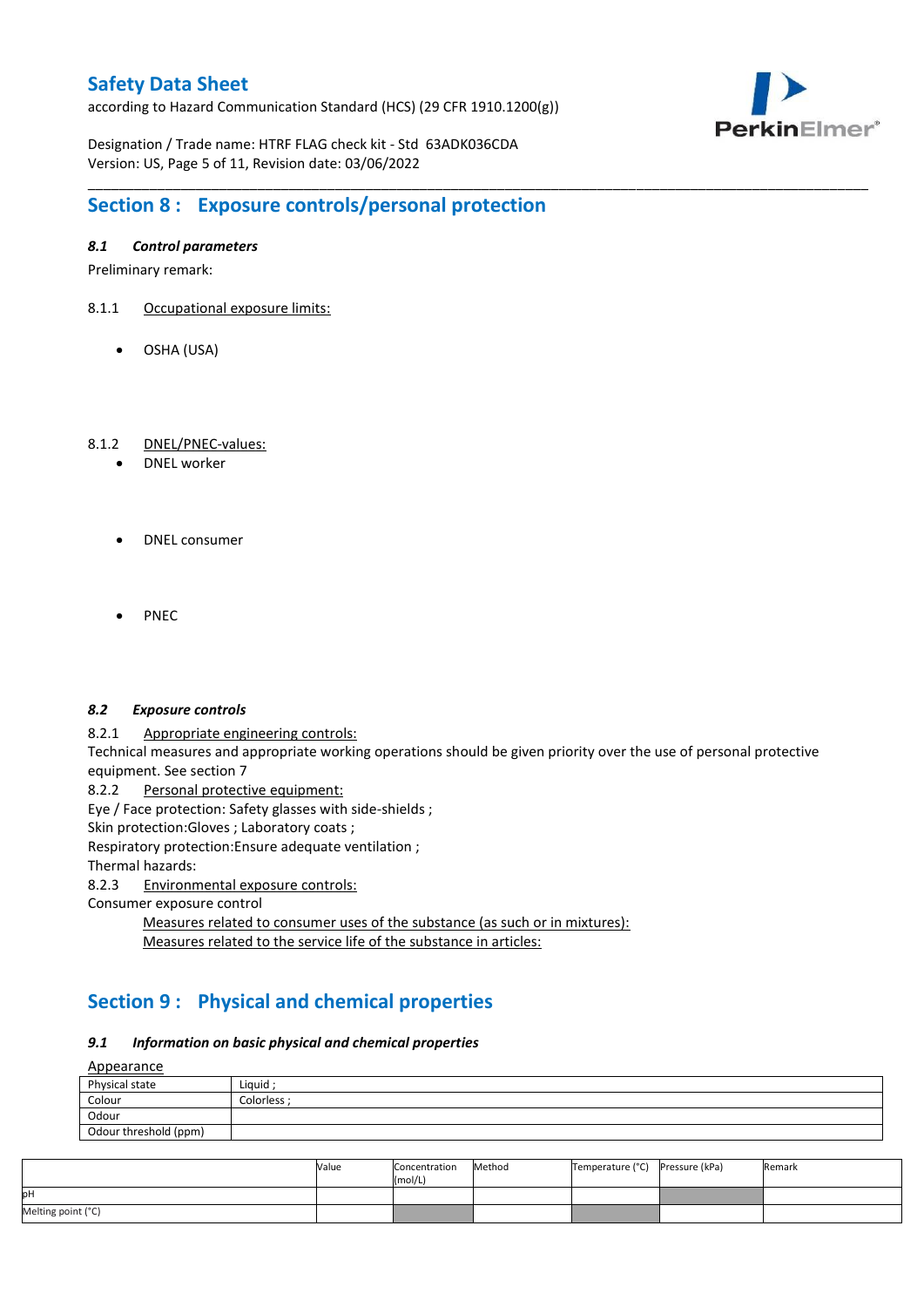## Section 8 : Exposure controls/personal protection

### *8.1 Control parameters*

Preliminary remark:

8.1.1 Occupational exposure limits:

- OSHA (USA)

8.1.2 DNEL/PNEC-values:

- DNEL worker
- DNEL consumer
- PNEC

### *8.2 Exposure controls*

8.2.1 Appropriate engineering controls:

Technical measures and appropriate working operations should be given priority over the use of personal protective equipment. See section 7

8.2.2 Personal protective equipment:

Eye / Face protection: Safety glasses with side-shields ;
Skin protection:Gloves ; Laboratory coats ;
Respiratory protection:Ensure adequate ventilation ;
Thermal hazards:

8.2.3 Environmental exposure controls:

Consumer exposure control

Measures related to consumer uses of the substance (as such or in mixtures):
Measures related to the service life of the substance in articles:

## Section 9 : Physical and chemical properties

### *9.1 Information on basic physical and chemical properties*

Appearance

| Physical state | Liquid ; |
|---|---|
| Colour | Colorless ; |
| Odour | |
| Odour threshold (ppm) | |

| | Value | Concentration (mol/L) | Method | Temperature (°C) | Pressure (kPa) | Remark |
|---|---|---|---|---|---|---|
| pH | | | | | | |
| Melting point (°C) | | | | | | |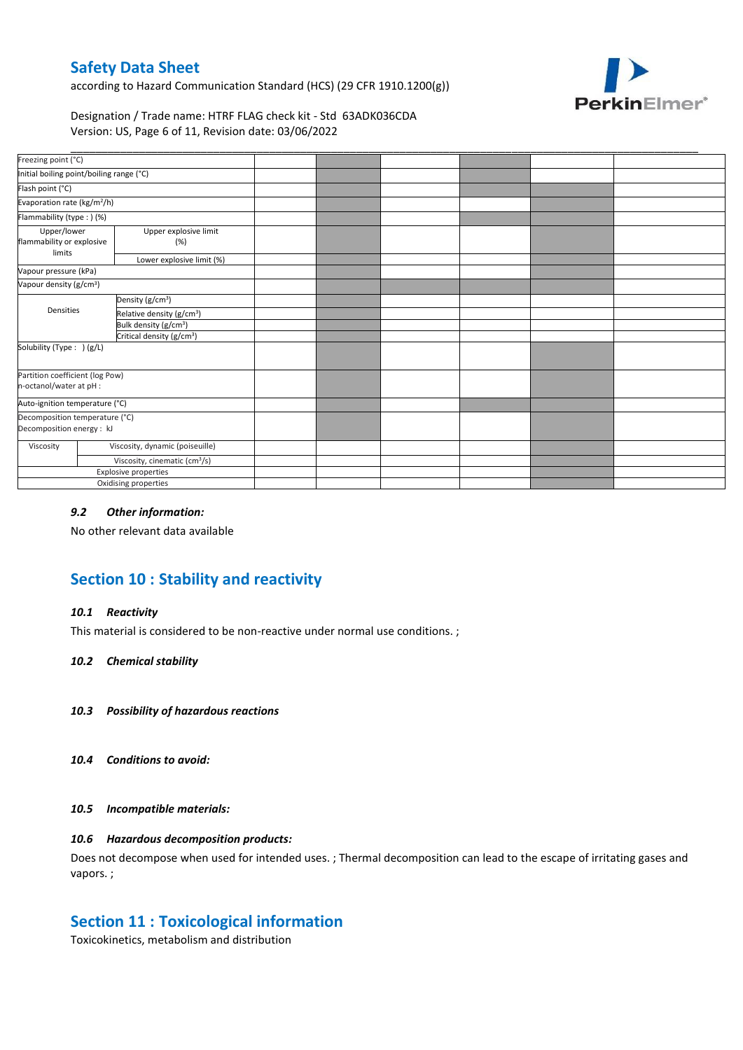| | | | | | | | |
|---|---|---|---|---|---|---|---|
| Freezing point (°C) | | | | | | | |
| Initial boiling point/boiling range (°C) | | | | | | | |
| Flash point (°C) | | | | | | | |
| Evaporation rate (kg/m²/h) | | | | | | | |
| Flammability (type : ) (%) | | | | | | | |
| Upper/lower flammability or explosive limits | Upper explosive limit (%) | | | | | | |
| | Lower explosive limit (%) | | | | | | |
| Vapour pressure (kPa) | | | | | | | |
| Vapour density (g/cm³) | | | | | | | |
| Densities | Density (g/cm³) | | | | | | |
| | Relative density (g/cm³) | | | | | | |
| | Bulk density (g/cm³) | | | | | | |
| | Critical density (g/cm³) | | | | | | |
| Solubility (Type : ) (g/L) | | | | | | | |
| Partition coefficient (log Pow) n-octanol/water at pH : | | | | | | | |
| Auto-ignition temperature (°C) | | | | | | | |
| Decomposition temperature (°C) Decomposition energy : kJ | | | | | | | |
| Viscosity | Viscosity, dynamic (poiseuille) | | | | | | |
| | Viscosity, cinematic (cm³/s) | | | | | | |
| Explosive properties | | | | | | | |
| Oxidising properties | | | | | | | |

### *9.2 Other information:*

No other relevant data available

## Section 10 : Stability and reactivity

### *10.1 Reactivity*

This material is considered to be non-reactive under normal use conditions. ;

### *10.2 Chemical stability*

### *10.3 Possibility of hazardous reactions*

### *10.4 Conditions to avoid:*

### *10.5 Incompatible materials:*

### *10.6 Hazardous decomposition products:*

Does not decompose when used for intended uses. ; Thermal decomposition can lead to the escape of irritating gases and vapors. ;

## Section 11 : Toxicological information

Toxicokinetics, metabolism and distribution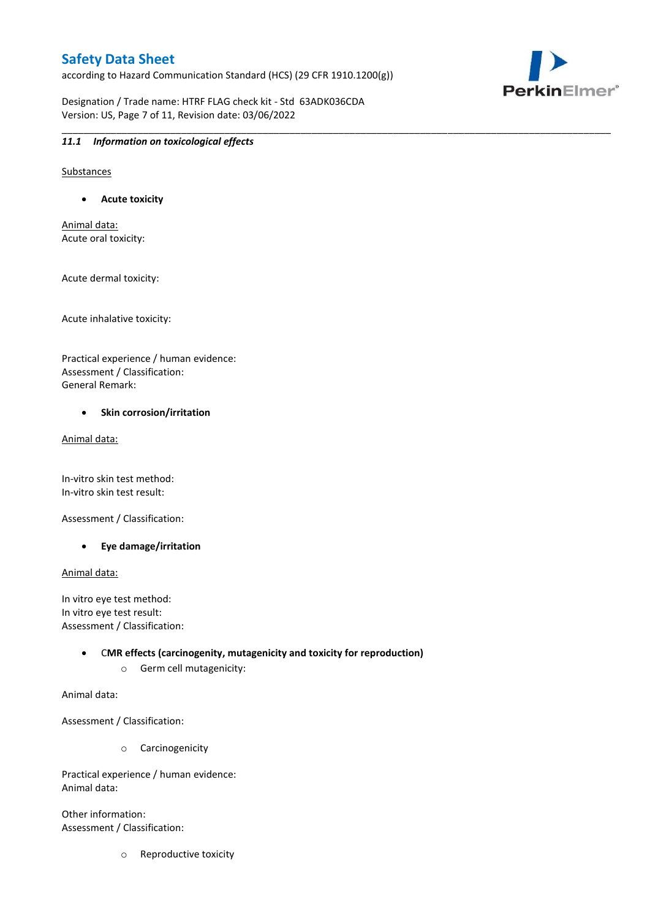### 11.1 *Information on toxicological effects*

Substances

- **Acute toxicity**

Animal data:
Acute oral toxicity:

Acute dermal toxicity:

Acute inhalative toxicity:

Practical experience / human evidence:
Assessment / Classification:
General Remark:

- **Skin corrosion/irritation**

Animal data:

In-vitro skin test method:
In-vitro skin test result:

Assessment / Classification:

- **Eye damage/irritation**

Animal data:

In vitro eye test method:
In vitro eye test result:
Assessment / Classification:

- **CMR effects (carcinogenity, mutagenicity and toxicity for reproduction)**
  - Germ cell mutagenicity:

Animal data:

Assessment / Classification:

  - Carcinogenicity

Practical experience / human evidence:
Animal data:

Other information:
Assessment / Classification:

  - Reproductive toxicity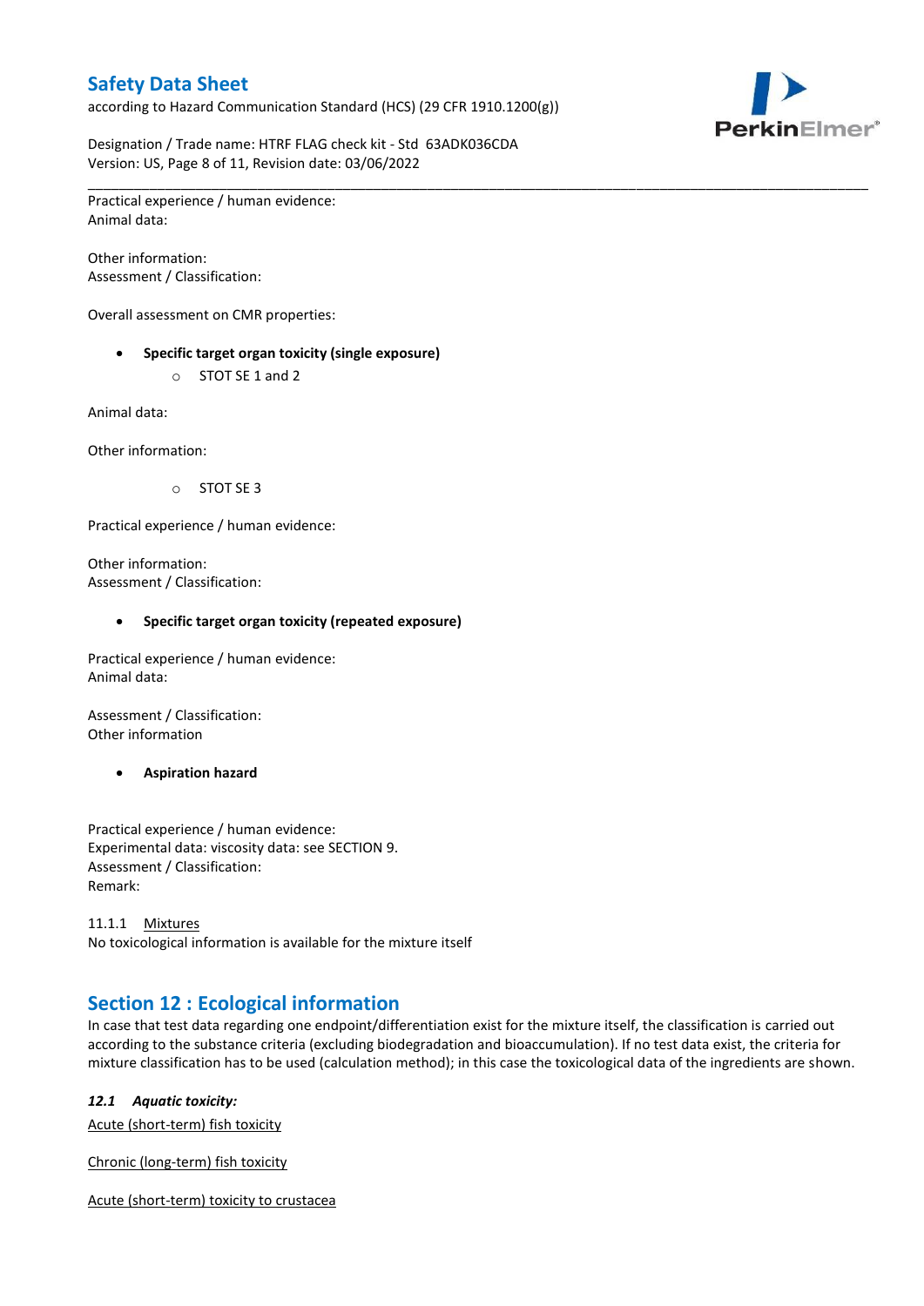Practical experience / human evidence:
Animal data:

Other information:
Assessment / Classification:

Overall assessment on CMR properties:

- **Specific target organ toxicity (single exposure)**
    - STOT SE 1 and 2

Animal data:

Other information:

- STOT SE 3

Practical experience / human evidence:

Other information:
Assessment / Classification:

- **Specific target organ toxicity (repeated exposure)**

Practical experience / human evidence:
Animal data:

Assessment / Classification:
Other information

- **Aspiration hazard**

Practical experience / human evidence:
Experimental data: viscosity data: see SECTION 9.
Assessment / Classification:
Remark:

11.1.1 Mixtures
No toxicological information is available for the mixture itself

## Section 12 : Ecological information

In case that test data regarding one endpoint/differentiation exist for the mixture itself, the classification is carried out according to the substance criteria (excluding biodegradation and bioaccumulation). If no test data exist, the criteria for mixture classification has to be used (calculation method); in this case the toxicological data of the ingredients are shown.

### *12.1 Aquatic toxicity:*

Acute (short-term) fish toxicity

Chronic (long-term) fish toxicity

Acute (short-term) toxicity to crustacea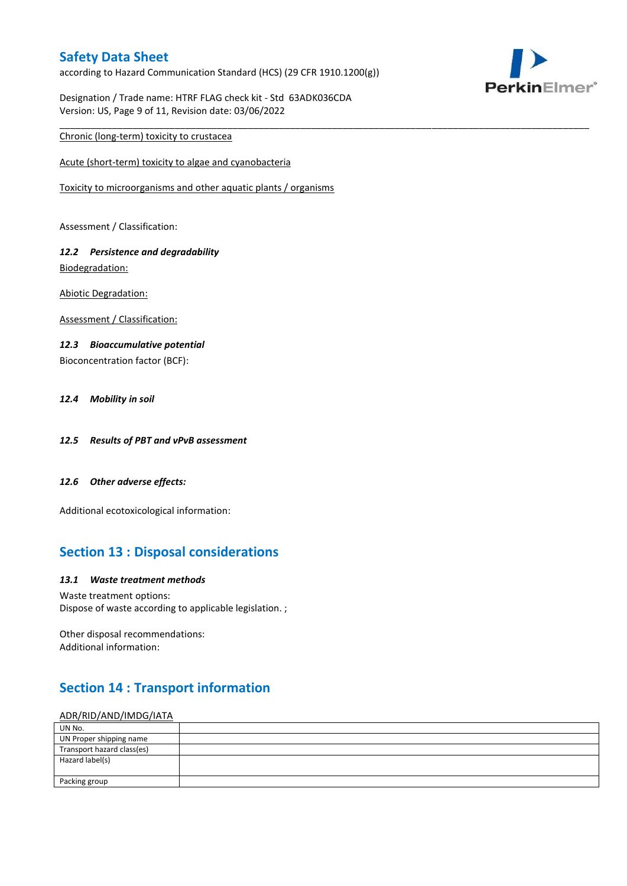Chronic (long-term) toxicity to crustacea

Acute (short-term) toxicity to algae and cyanobacteria

Toxicity to microorganisms and other aquatic plants / organisms

Assessment / Classification:

### *12.2 Persistence and degradability*

Biodegradation:

Abiotic Degradation:

Assessment / Classification:

### *12.3 Bioaccumulative potential*

Bioconcentration factor (BCF):

### *12.4 Mobility in soil*

### *12.5 Results of PBT and vPvB assessment*

### *12.6 Other adverse effects:*

Additional ecotoxicological information:

## Section 13 : Disposal considerations

### *13.1 Waste treatment methods*

Waste treatment options:
Dispose of waste according to applicable legislation. ;

Other disposal recommendations:
Additional information:

## Section 14 : Transport information

ADR/RID/AND/IMDG/IATA

| UN No. | |
|---|---|
| UN Proper shipping name | |
| Transport hazard class(es) | |
| Hazard label(s) | |
| Packing group | |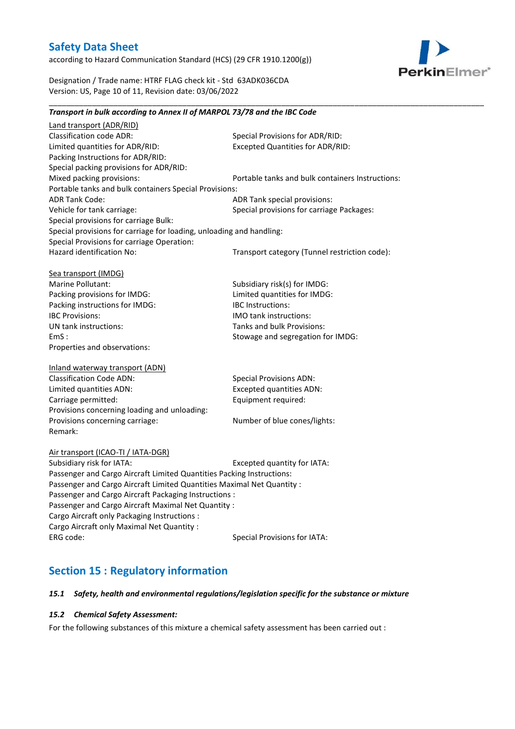***Transport in bulk according to Annex II of MARPOL 73/78 and the IBC Code***

Land transport (ADR/RID)

Classification code ADR:

Special Provisions for ADR/RID:

Limited quantities for ADR/RID:

Excepted Quantities for ADR/RID:

Packing Instructions for ADR/RID:

Special packing provisions for ADR/RID:

Mixed packing provisions:

Portable tanks and bulk containers Instructions:

Portable tanks and bulk containers Special Provisions:

ADR Tank Code:

ADR Tank special provisions:

Vehicle for tank carriage:

Special provisions for carriage Packages:

Special provisions for carriage Bulk:

Special provisions for carriage for loading, unloading and handling:

Special Provisions for carriage Operation:

Hazard identification No:

Transport category (Tunnel restriction code):

Sea transport (IMDG)

Marine Pollutant:

Subsidiary risk(s) for IMDG:

Packing provisions for IMDG:

Limited quantities for IMDG:

Packing instructions for IMDG:

IBC Instructions:

IBC Provisions:

IMO tank instructions:

UN tank instructions:

Tanks and bulk Provisions:

EmS :

Stowage and segregation for IMDG:

Properties and observations:

Inland waterway transport (ADN)

Classification Code ADN:

Special Provisions ADN:

Limited quantities ADN:

Excepted quantities ADN:

Carriage permitted:

Equipment required:

Provisions concerning loading and unloading:

Provisions concerning carriage:

Number of blue cones/lights:

Remark:

Air transport (ICAO-TI / IATA-DGR)

Subsidiary risk for IATA:

Excepted quantity for IATA:

Passenger and Cargo Aircraft Limited Quantities Packing Instructions:

Passenger and Cargo Aircraft Limited Quantities Maximal Net Quantity :

Passenger and Cargo Aircraft Packaging Instructions :

Passenger and Cargo Aircraft Maximal Net Quantity :

Cargo Aircraft only Packaging Instructions :

Cargo Aircraft only Maximal Net Quantity :

ERG code:

Special Provisions for IATA:

## Section 15 : Regulatory information

### *15.1 Safety, health and environmental regulations/legislation specific for the substance or mixture*

### *15.2 Chemical Safety Assessment:*

For the following substances of this mixture a chemical safety assessment has been carried out :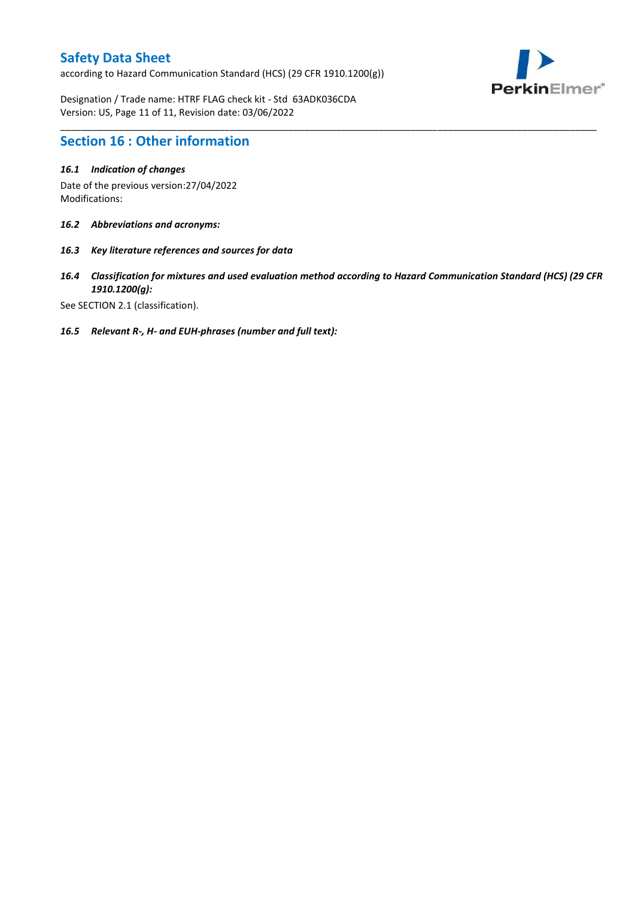## Section 16 : Other information

#### *16.1 Indication of changes*

Date of the previous version:27/04/2022
Modifications:

#### *16.2 Abbreviations and acronyms:*

#### *16.3 Key literature references and sources for data*

#### *16.4 Classification for mixtures and used evaluation method according to Hazard Communication Standard (HCS) (29 CFR 1910.1200(g):*

See SECTION 2.1 (classification).

#### *16.5 Relevant R-, H- and EUH-phrases (number and full text):*